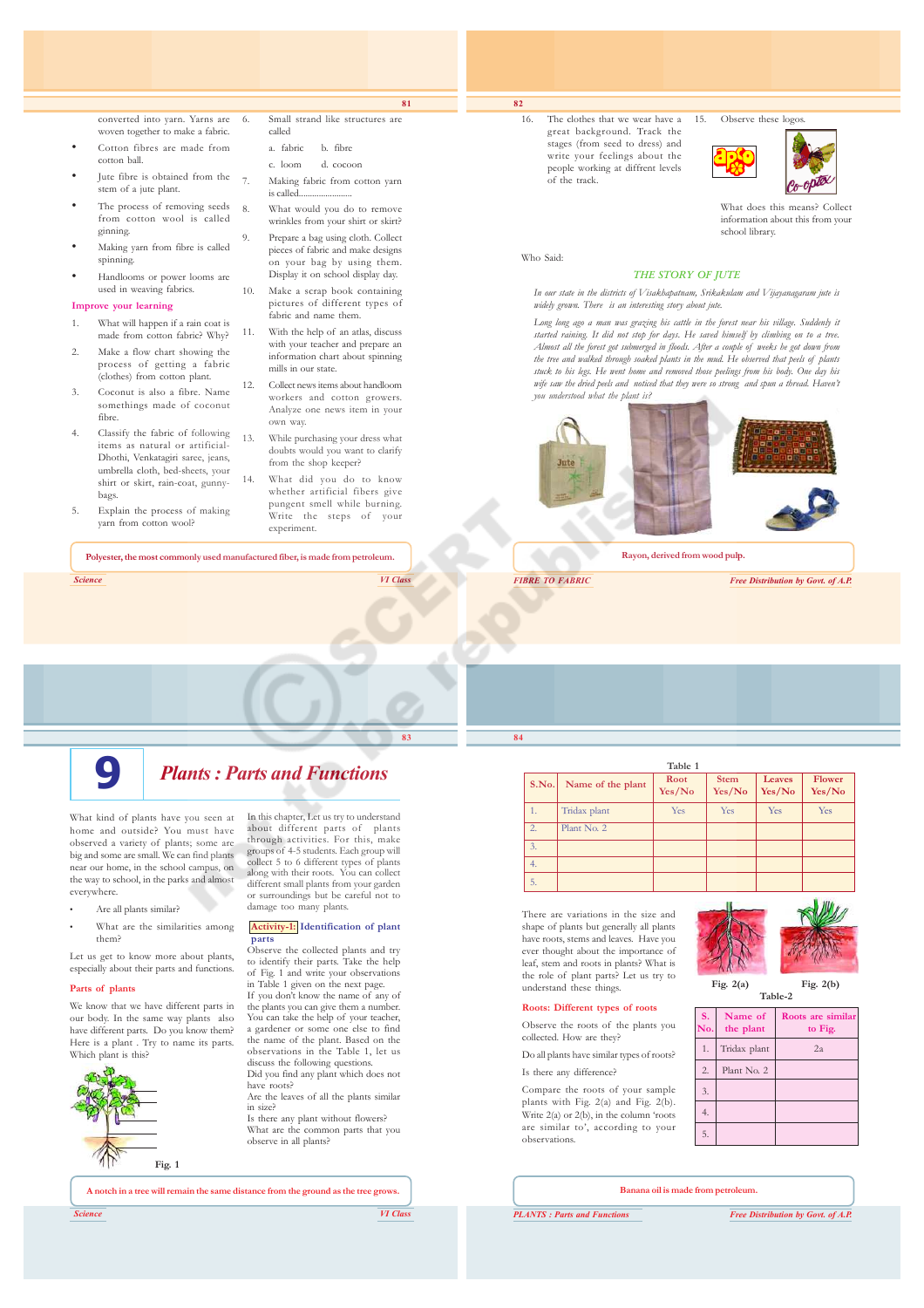converted into yarn. Yarns are woven together to make a fabric.

- Cotton fibres are made from cotton ball.
- Jute fibre is obtained from the stem of a jute plant.
- The process of removing seeds from cotton wool is called ginning.
- Making yarn from fibre is called spinning.
- Handlooms or power looms are used in weaving fabrics.

### Improve your learning

1. What will happen if a rain coat is made from cotton fabric? Why?
2. Make a flow chart showing the process of getting a fabric (clothes) from cotton plant.
3. Coconut is also a fibre. Name somethings made of coconut fibre.
4. Classify the fabric of following items as natural or artificial- Dhothi, Venkatagiri saree, jeans, umbrella cloth, bed-sheets, your shirt or skirt, rain-coat, gunny-bags.
5. Explain the process of making yarn from cotton wool?
6. Small strand like structures are called
   a. fabric b. fibre
   c. loom d. cocoon
7. Making fabric from cotton yarn is called........................
8. What would you do to remove wrinkles from your shirt or skirt?
9. Prepare a bag using cloth. Collect pieces of fabric and make designs on your bag by using them. Display it on school display day.
10. Make a scrap book containing pictures of different types of fabric and name them.
11. With the help of an atlas, discuss with your teacher and prepare an information chart about spinning mills in our state.
12. Collect news items about handloom workers and cotton growers. Analyze one news item in your own way.
13. While purchasing your dress what doubts would you make to clarify from the shop keeper?
14. What did you do to know whether artificial fibers give pungent smell while burning. Write the steps of your experiment.

Polyester, the most commonly used manufactured fiber, is made from petroleum.

15. Observe these logos.

What does this means? Collect information about this from your school library.

16. The clothes that we wear have a great background. Track the stages (from seed to dress) and write your feelings about the people working at diffrent levels of the track.

Who Said:

### THE STORY OF JUTE

*In our state in the districts of Visakhapatnam, Srikakulam and Vijayanagaram jute is widely grown. There is an interesting story about jute.*

*Long long ago a man was grazing his cattle in the forest near his village. Suddenly it started raining. It did not stop for days. He saved himself by climbing on to a tree. Almost all the forest got submerged in floods. After a couple of weeks he got down from the tree and walked through soaked plants in the mud. He observed that peels of plants stuck to his legs. He went home and removed those peelings from his body. One day his wife saw the dried peels and noticed that they were so strong and spun a thread. Haven't you understood what the plant is?*

Rayon, derived from wood pulp.

# 9 Plants : Parts and Functions

What kind of plants have you seen at home and outside? You must have observed a variety of plants; some are big and some are small. We can find plants near our home, in the school campus, on the way to school, in the parks and almost everywhere.

- Are all plants similar?
- What are the similarities among them?

Let us get to know more about plants, especially about their parts and functions.

### Parts of plants

We know that we have different parts in our body. In the same way plants also have different parts. Do you know them? Here is a plant . Try to name its parts. Which plant is this?

Fig. 1

In this chapter, Let us try to understand about different parts of plants through activities. For this, make groups of 4-5 students. Each group will collect 5 to 6 different types of plants along with their roots. You can collect different small plants from your garden or surroundings but be careful not to damage too many plants.

**Activity-1: Identification of plant parts**

Observe the collected plants and try to identify their parts. Take the help of Fig. 1 and write your observations in Table 1 given on the next page.

If you don't know the name of any of the plants you can give them a number. You can take the help of your teacher, a gardener or some one else to find the name of the plant. Based on the observations in the Table 1, let us discuss the following questions.

Did you find any plant which does not have roots?

Are the leaves of all the plants similar in size?

Is there any plant without flowers?

What are the common parts that you observe in all plants?

A notch in a tree will remain the same distance from the ground as the tree grows.

Table 1

| S.No. | Name of the plant | Root Yes/No | Stem Yes/No | Leaves Yes/No | Flower Yes/No |
|---|---|---|---|---|---|
| 1. | Tridax plant | Yes | Yes | Yes | Yes |
| 2. | Plant No. 2 | | | | |
| 3. | | | | | |
| 4. | | | | | |
| 5. | | | | | |

There are variations in the size and shape of plants but generally all plants have roots, stems and leaves. Have you ever thought about the importance of leaf, stem and roots in plants? What is the role of plant parts? Let us try to understand these things.

### Roots: Different types of roots

Observe the roots of the plants you collected. How are they?

Do all plants have similar types of roots?

Is there any difference?

Compare the roots of your sample plants with Fig. 2(a) and Fig. 2(b). Write 2(a) or 2(b), in the column 'roots are similar to', according to your observations.

Fig. 2(a) Fig. 2(b)

Table-2

| S. No. | Name of the plant | Roots are similar to Fig. |
|---|---|---|
| 1. | Tridax plant | 2a |
| 2. | Plant No. 2 | |
| 3. | | |
| 4. | | |
| 5. | | |

Banana oil is made from petroleum.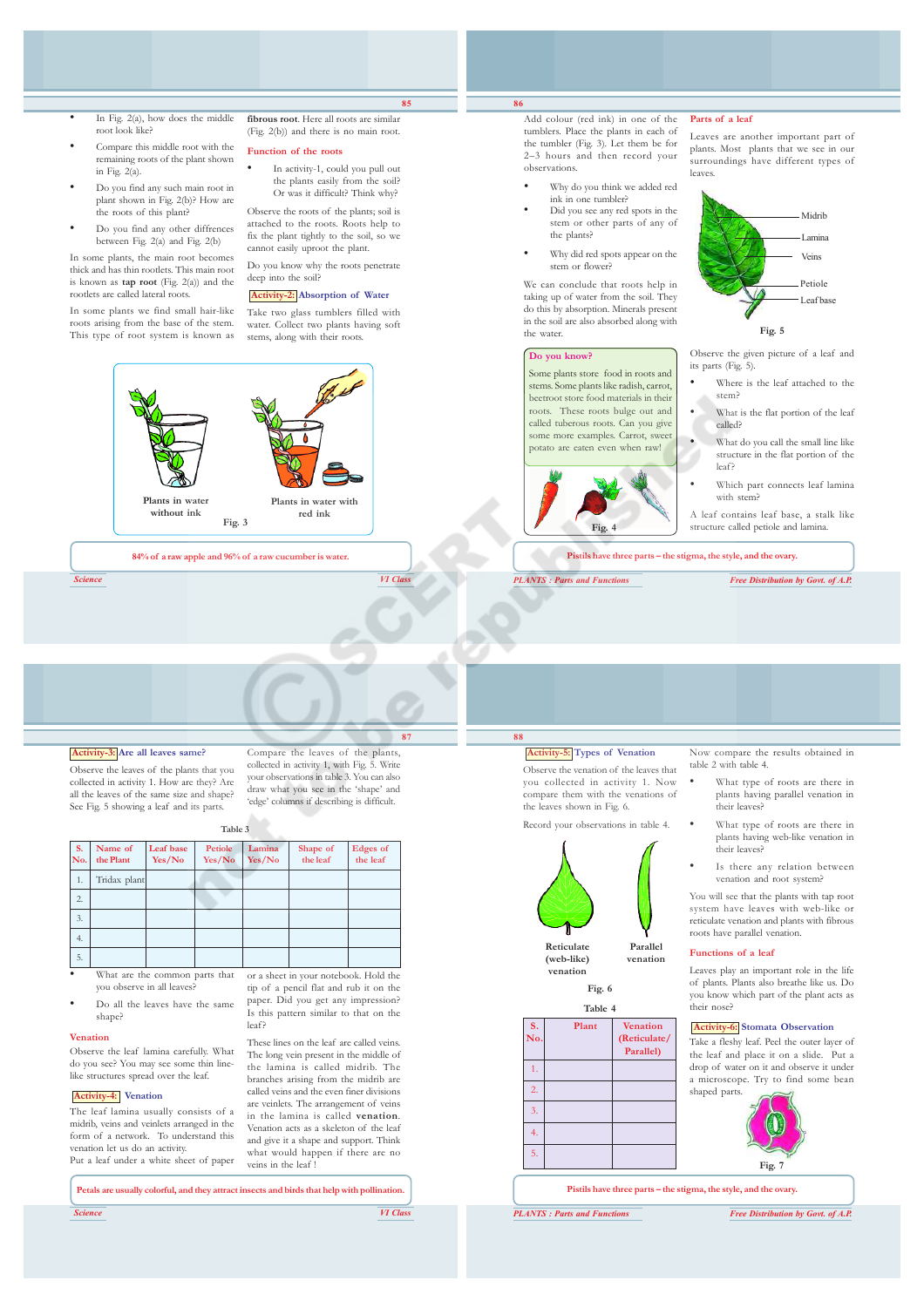- In Fig. 2(a), how does the middle root look like?
- Compare this middle root with the remaining roots of the plant shown in Fig. 2(a).
- Do you find any such main root in plant shown in Fig. 2(b)? How are the roots of this plant?
- Do you find any other differences between Fig. 2(a) and Fig. 2(b)

In some plants, the main root becomes thick and has thin rootlets. This main root is known as **tap root** (Fig. 2(a)) and the rootlets are called lateral roots.

In some plants we find small hair-like roots arising from the base of the stem. This type of root system is known as **fibrous root**. Here all roots are similar (Fig. 2(b)) and there is no main root.

### Function of the roots

- In activity-1, could you pull out the plants easily from the soil? Or was it difficult? Think why?

Observe the roots of the plants; soil is attached to the roots. Roots help to fix the plant tightly to the soil, so we cannot easily uproot the plant.

Do you know why the roots penetrate deep into the soil?

### Activity-2: Absorption of Water

Take two glass tumblers filled with water. Collect two plants having soft stems, along with their roots.

Plants in water without ink — Plants in water with red ink

Fig. 3

84% of a raw apple and 96% of a raw cucumber is water.

Add colour (red ink) in one of the tumblers. Place the plants in each of the tumbler (Fig. 3). Let them be for 2–3 hours and then record your observations.

- Why do you think we added red ink in one tumbler?
- Did you see any red spots in the stem or other parts of any of the plants?
- Why did red spots appear on the stem or flower?

We can conclude that roots help in taking up of water from the soil. They do this by absorption. Minerals present in the soil are also absorbed along with the water.

**Do you know?**

Some plants store food in roots and stems. Some plants like radish, carrot, beetroot store food materials in their roots. These roots bulge out and called tuberous roots. Can you give some more examples. Carrot, sweet potato are eaten even when raw!

Fig. 4

### Parts of a leaf

Leaves are another important part of plants. Most plants that we see in our surroundings have different types of leaves.

Midrib, Lamina, Veins, Petiole, Leaf base

Fig. 5

Observe the given picture of a leaf and its parts (Fig. 5).

- Where is the leaf attached to the stem?
- What is the flat portion of the leaf called?
- What do you call the small line like structure in the flat portion of the leaf?
- Which part connects leaf lamina with stem?

A leaf contains leaf base, a stalk like structure called petiole and lamina.

Pistils have three parts – the stigma, the style, and the ovary.

### Activity-3: Are all leaves same?

Observe the leaves of the plants that you collected in activity 1. How are they? Are all the leaves of the same size and shape? See Fig. 5 showing a leaf and its parts.

Compare the leaves of the plants, collected in activity 1, with Fig. 5. Write your observations in table 3. You can also draw what you see in the 'shape' and 'edge' columns if describing is difficult.

Table 3

| S. No. | Name of the Plant | Leaf base Yes/No | Petiole Yes/No | Lamina Yes/No | Shape of the leaf | Edges of the leaf |
|---|---|---|---|---|---|---|
| 1. | Tridax plant | | | | | |
| 2. | | | | | | |
| 3. | | | | | | |
| 4. | | | | | | |
| 5. | | | | | | |

- What are the common parts that you observe in all leaves?
- Do all the leaves have the same shape?

### Venation

Observe the leaf lamina carefully. What do you see? You may see some thin line-like structures spread over the leaf.

### Activity-4: Venation

The leaf lamina usually consists of a midrib, veins and veinlets arranged in the form of a network. To understand this venation let us do an activity.

Put a leaf under a white sheet of paper or a sheet in your notebook. Hold the tip of a pencil flat and rub it on the paper. Did you get any impression? Is this pattern similar to that on the leaf?

These lines on the leaf are called veins. The long vein present in the middle of the lamina is called midrib. The branches arising from the midrib are called veins and the even finer divisions are veinlets. The arrangement of veins in the lamina is called **venation**. Venation acts as a skeleton of the leaf and give it a shape and support. Think what would happen if there are no veins in the leaf !

Petals are usually colorful, and they attract insects and birds that help with pollination.

### Activity-5: Types of Venation

Observe the venation of the leaves that you collected in activity 1. Now compare them with the venations of the leaves shown in Fig. 6.

Record your observations in table 4.

Reticulate (web-like) venation — Parallel venation

Fig. 6

Table 4

| S. No. | Plant | Venation (Reticulate/ Parallel) |
|---|---|---|
| 1. | | |
| 2. | | |
| 3. | | |
| 4. | | |
| 5. | | |

Now compare the results obtained in table 2 with table 4.

- What type of roots are there in plants having parallel venation in their leaves?
- What type of roots are there in plants having web-like venation in their leaves?
- Is there any relation between venation and root system?

You will see that the plants with tap root system have leaves with web-like or reticulate venation and plants with fibrous roots have parallel venation.

### Functions of a leaf

Leaves play an important role in the life of plants. Plants also breathe like us. Do you know which part of the plant acts as their nose?

### Activity-6: Stomata Observation

Take a fleshy leaf. Peel the outer layer of the leaf and place it on a slide. Put a drop of water on it and observe it under a microscope. Try to find some bean shaped parts.

Fig. 7

Pistils have three parts – the stigma, the style, and the ovary.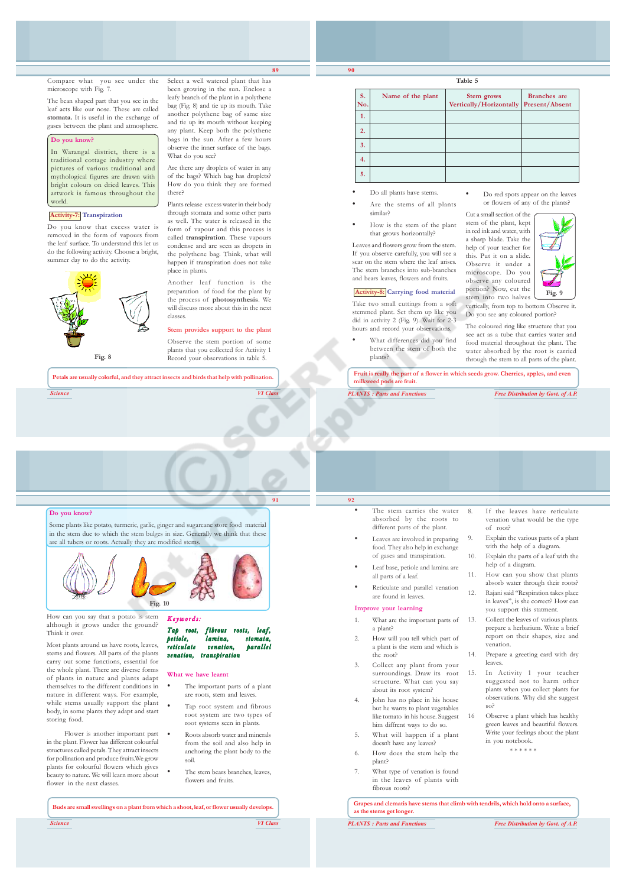Compare what you see under the microscope with Fig. 7.

The bean shaped part that you see in the leaf acts like our nose. These are called **stomata.** It is useful in the exchange of gases between the plant and atmosphere.

> **Do you know?**
>
> In Warangal district, there is a traditional cottage industry where pictures of various traditional and mythological figures are drawn with bright colours on dried leaves. This artwork is famous throughout the world.

### Activity-7: Transpiration

Do you know that excess water is removed in the form of vapours from the leaf surface. To understand this let us do the following activity. Choose a bright, summer day to do the activity.

Fig. 8

Select a well watered plant that has been growing in the sun. Enclose a leafy branch of the plant in a polythene bag (Fig. 8) and tie up its mouth. Take another polythene bag of same size and tie up its mouth without keeping any plant. Keep both the polythene bags in the sun. After a few hours observe the inner surface of the bags. What do you see?

Are there any droplets of water in any of the bags? Which bag has droplets? How do you think they are formed there?

Plants release excess water in their body through stomata and some other parts as well. The water is released in the form of vapour and this process is called **transpiration**. These vapours condense and are seen as dropets in the polythene bag. Think, what will happen if transpiration does not take place in plants.

Another leaf function is the preparation of food for the plant by the process of **photosynthesis**. We will discuss more about this in the next classes.

### Stem provides support to the plant

Observe the stem portion of some plants that you collected for Activity 1 Record your observations in table 5.

> Petals are usually colorful, and they attract insects and birds that help with pollination.

**Table 5**

| S. No. | Name of the plant | Stem grows Vertically/Horizontally | Branches are Present/Absent |
|---|---|---|---|
| 1. | | | |
| 2. | | | |
| 3. | | | |
| 4. | | | |
| 5. | | | |

- Do all plants have stems.
- Are the stems of all plants similar?
- How is the stem of the plant that grows horizontally?

Leaves and flowers grow from the stem. If you observe carefully, you will see a scar on the stem where the leaf arises. The stem branches into sub-branches and bears leaves, flowers and fruits.

### Activity-8: Carrying food material

Take two small cuttings from a soft stemmed plant. Set them up like you did in activity 2 (Fig. 9). Wait for 2-3 hours and record your observations.

- What differences did you find between the stem of both the plants?
- Do red spots appear on the leaves or flowers of any of the plants?

Cut a small section of the stem of the plant, kept in red ink and water, with a sharp blade. Take the help of your teacher for this. Put it on a slide. Observe it under a microscope. Do you observe any coloured portion? Now, cut the stem into two halves vertically, from top to bottom Observe it. Do you see any coloured portion?

Fig. 9

The coloured ring like structure that you see act as a tube that carries water and food material throughout the plant. The water absorbed by the root is carried through the stem to all parts of the plant.

> Fruit is really the part of a flower in which seeds grow. Cherries, apples, and even milkweed pods are fruit.

> **Do you know?**
>
> Some plants like potato, turmeric, garlic, ginger and sugarcane store food material in the stem due to which the stem bulges in size. Generally we think that these are all tubers or roots. Actually they are modified stems.
>
> Fig. 10

How can you say that a potato is stem although it grows under the ground? Think it over.

Most plants around us have roots, leaves, stems and flowers. All parts of the plants carry out some functions, essential for the whole plant. There are diverse forms of plants in nature and plants adapt themselves to the different conditions in nature in different ways. For example, while stems usually support the plant body, in some plants they adapt and start storing food.

Flower is another important part in the plant. Flower has different colourful structures called petals. They attract insects for pollination and produce fruits.We grow plants for colourful flowers which gives beauty to nature. We will learn more about flower in the next classes.

### Keywords:

**Tap root, fibrous roots, leaf, petiole, lamina, stomata, reticulate venation, parallel venation, transpiration**

### What we have learnt

- The important parts of a plant are roots, stem and leaves.
- Tap root system and fibrous root system are two types of root systems seen in plants.
- Roots absorb water and minerals from the soil and also help in anchoring the plant body to the soil.
- The stem bears branches, leaves, flowers and fruits.
- The stem carries the water absorbed by the roots to different parts of the plant.
- Leaves are involved in preparing food. They also help in exchange of gases and transpiration.
- Leaf base, petiole and lamina are all parts of a leaf.
- Reticulate and parallel venation are found in leaves.

> Buds are small swellings on a plant from which a shoot, leaf, or flower usually develops.

### Improve your learning

1. What are the important parts of a plant?
2. How will you tell which part of a plant is the stem and which is the root?
3. Collect any plant from your surroundings. Draw its root structure. What can you say about its root system?
4. John has no place in his house but he wants to plant vegetables like tomato in his house. Suggest him diffrent ways to do so.
5. What will happen if a plant doesn't have any leaves?
6. How does the stem help the plant?
7. What type of venation is found in the leaves of plants with fibrous roots?
8. If the leaves have reticulate venation what would be the type of root?
9. Explain the various parts of a plant with the help of a diagram.
10. Explain the parts of a leaf with the help of a diagram.
11. How can you show that plants absorb water through their roots?
12. Rajani said "Respiration takes place in leaves", is she correct? How can you support this statment.
13. Collect the leaves of various plants. prepare a herbarium. Write a brief report on their shapes, size and venation.
14. Prepare a greeting card with dry leaves.
15. In Activity 1 your teacher suggested not to harm other plants when you collect plants for observations. Why did she suggest so?
16. Observe a plant which has healthy green leaves and beautiful flowers. Write your feelings about the plant in you notebook.

\* \* \* \* \* \*

> Grapes and clematis have stems that climb with tendrils, which hold onto a surface, as the stems get longer.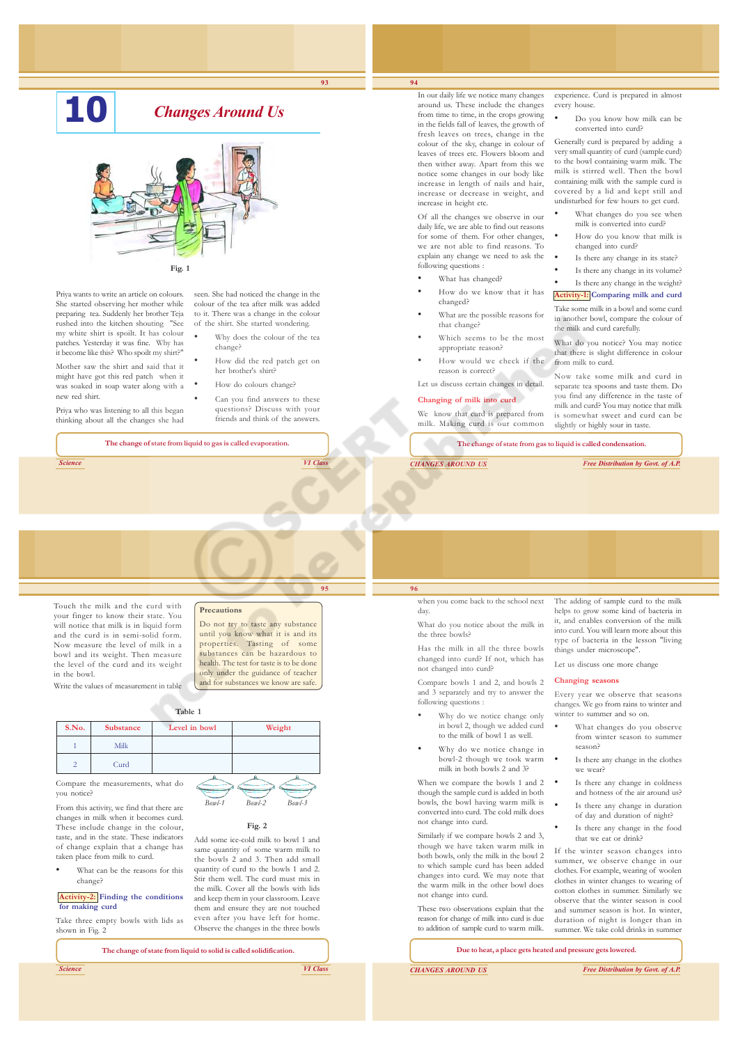# 10 Changes Around Us

Fig. 1

Priya wants to write an article on colours. She started observing her mother while preparing tea. Suddenly her brother Teja rushed into the kitchen shouting "See my white shirt is spoilt. It has colour patches. Yesterday it was fine. Why has it become like this? Who spoilt my shirt?"

Mother saw the shirt and said that it might have got this red patch when it was soaked in soap water along with a new red shirt.

Priya who was listening to all this began thinking about all the changes she had seen. She had noticed the change in the colour of the tea after milk was added to it. There was a change in the colour of the shirt. She started wondering.

- Why does the colour of the tea change?
- How did the red patch get on her brother's shirt?
- How do colours change?
- Can you find answers to these questions? Discuss with your friends and think of the answers.

The change of state from liquid to gas is called evaporation.

In our daily life we notice many changes around us. These include the changes from time to time, in the crops growing in the fields fall of leaves, the growth of fresh leaves on trees, change in the colour of the sky, change in colour of leaves of trees etc. Flowers bloom and then wither away. Apart from this we notice some changes in our body like increase in length of nails and hair, increase or decrease in weight, and increase in height etc.

Of all the changes we observe in our daily life, we are able to find out reasons for some of them. For other changes, we are not able to find reasons. To explain any change we need to ask the following questions :

- What has changed?
- How do we know that it has changed?
- What are the possible reasons for that change?
- Which seems to be the most appropriate reason?
- How would we check if the reason is correct?

Let us discuss certain changes in detail.

## Changing of milk into curd

We know that curd is prepared from milk. Making curd is our common experience. Curd is prepared in almost every house.

- Do you know how milk can be converted into curd?

Generally curd is prepared by adding a very small quantity of curd (sample curd) to the bowl containing warm milk. The milk is stirred well. Then the bowl containing milk with the sample curd is covered by a lid and kept still and undisturbed for few hours to get curd.

- What changes do you see when milk is converted into curd?
- How do you know that milk is changed into curd?
- Is there any change in its state?
- Is there any change in its volume?
- Is there any change in the weight?

**Activity-1: Comparing milk and curd**

Take some milk in a bowl and some curd in another bowl, compare the colour of the milk and curd carefully.

What do you notice? You may notice that there is slight difference in colour from milk to curd.

Now take some milk and curd in separate tea spoons and taste them. Do you find any difference in the taste of milk and curd? You may notice that milk is somewhat sweet and curd can be slightly or highly sour in taste.

The change of state from gas to liquid is called condensation.

Touch the milk and the curd with your finger to know their state. You will notice that milk is in liquid form and the curd is in semi-solid form. Now measure the level of milk in a bowl and its weight. Then measure the level of the curd and its weight in the bowl.

Write the values of measurement in table

**Precautions**

Do not try to taste any substance until you know what it is and its properties. Tasting of some substances can be hazardous to health. The test for taste is to be done only under the guidance of teacher and for substances we know are safe.

Table 1

| S.No. | Substance | Level in bowl | Weight |
|---|---|---|---|
| 1 | Milk | | |
| 2 | Curd | | |

Compare the measurements, what do you notice?

From this activity, we find that there are changes in milk when it becomes curd. These include change in the colour, taste, and in the state. These indicators of change explain that a change has taken place from milk to curd.

- What can be the reasons for this change?

**Activity-2: Finding the conditions for making curd**

Take three empty bowls with lids as shown in Fig. 2

Bowl-1 Bowl-2 Bowl-3

Fig. 2

Add some ice-cold milk to bowl 1 and same quantity of some warm milk to the bowls 2 and 3. Then add small quantity of curd to the bowls 1 and 2. Stir them well. The curd must mix in the milk. Cover all the bowls with lids and keep them in your classroom. Leave them and ensure they are not touched even after you have left for home. Observe the changes in the three bowls when you come back to the school next day.

The change of state from liquid to solid is called solidification.

What do you notice about the milk in the three bowls?

Has the milk in all the three bowls changed into curd? If not, which has not changed into curd?

Compare bowls 1 and 2, and bowls 2 and 3 separately and try to answer the following questions :

- Why do we notice change only in bowl 2, though we added curd to the milk of bowl 1 as well.
- Why do we notice change in bowl-2 though we took warm milk in both bowls 2 and 3?

When we compare the bowls 1 and 2 though the sample curd is added in both bowls, the bowl having warm milk is converted into curd. The cold milk does not change into curd.

Similarly if we compare bowls 2 and 3, though we have taken warm milk in both bowls, only the milk in the bowl 2 to which sample curd has been added changes into curd. We may note that the warm milk in the other bowl does not change into curd.

These two observations explain that the reason for change of milk into curd is due to addition of sample curd to warm milk.

The adding of sample curd to the milk helps to grow some kind of bacteria in it, and enables conversion of the milk into curd. You will learn more about this type of bacteria in the lesson "living things under microscope".

Let us discuss one more change

## Changing seasons

Every year we observe that seasons changes. We go from rains to winter and winter to summer and so on.

- What changes do you observe from winter season to summer season?
- Is there any change in the clothes we wear?
- Is there any change in coldness and hotness of the air around us?
- Is there any change in duration of day and duration of night?
- Is there any change in the food that we eat or drink?

If the winter season changes into summer, we observe change in our clothes. For example, wearing of woolen clothes in winter changes to wearing of cotton clothes in summer. Similarly we observe that the winter season is cool and summer season is hot. In winter, duration of night is longer than in summer. We take cold drinks in summer

Due to heat, a place gets heated and pressure gets lowered.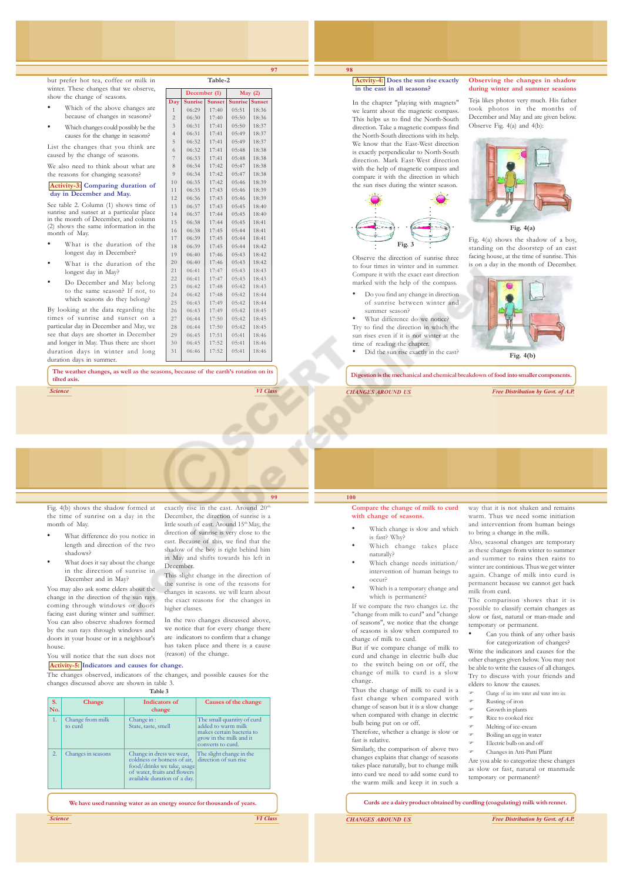but prefer hot tea, coffee or milk in winter. These changes that we observe, show the change of seasons.

- Which of the above changes are because of changes in seasons?
- Which changes could possibly be the causes for the change in seasons?

List the changes that you think are caused by the change of seasons.

We also need to think about what are the reasons for changing seasons?

**Activity-3: Comparing duration of day in December and May.**

See table 2. Column (1) shows time of sunrise and sunset at a particular place in the month of December, and column (2) shows the same information in the month of May.

- What is the duration of the longest day in December?
- What is the duration of the longest day in May?
- Do December and May belong to the same season? If not, to which seasons do they belong?

By looking at the data regarding the times of sunrise and sunset on a particular day in December and May, we see that days are shorter in December and longer in May. Thus there are short duration days in winter and long duration days in summer.

**Table-2**

| | December (1) | | May (2) | |
|---|---|---|---|---|
| Day | Sunrise | Sunset | Sunrise | Sunset |
| 1 | 06:29 | 17:40 | 05:51 | 18:36 |
| 2 | 06:30 | 17:40 | 05:50 | 18:36 |
| 3 | 06:31 | 17:41 | 05:50 | 18:37 |
| 4 | 06:31 | 17:41 | 05:49 | 18:37 |
| 5 | 06:32 | 17:41 | 05:49 | 18:37 |
| 6 | 06:32 | 17:41 | 05:48 | 18:38 |
| 7 | 06:33 | 17:41 | 05:48 | 18:38 |
| 8 | 06:34 | 17:42 | 05:47 | 18:38 |
| 9 | 06:34 | 17:42 | 05:47 | 18:38 |
| 10 | 06:35 | 17:42 | 05:46 | 18:39 |
| 11 | 06:35 | 17:43 | 05:46 | 18:39 |
| 12 | 06:36 | 17:43 | 05:46 | 18:39 |
| 13 | 06:37 | 17:43 | 05:45 | 18:40 |
| 14 | 06:37 | 17:44 | 05:45 | 18:40 |
| 15 | 06:38 | 17:44 | 05:45 | 18:41 |
| 16 | 06:38 | 17:45 | 05:44 | 18:41 |
| 17 | 06:39 | 17:45 | 05:44 | 18:41 |
| 18 | 06:39 | 17:45 | 05:44 | 18:42 |
| 19 | 06:40 | 17:46 | 05:43 | 18:42 |
| 20 | 06:40 | 17:46 | 05:43 | 18:42 |
| 21 | 06:41 | 17:47 | 05:43 | 18:43 |
| 22 | 06:41 | 17:47 | 05:43 | 18:43 |
| 23 | 06:42 | 17:48 | 05:42 | 18:43 |
| 24 | 06:42 | 17:48 | 05:42 | 18:44 |
| 25 | 06:43 | 17:49 | 05:42 | 18:44 |
| 26 | 06:43 | 17:49 | 05:42 | 18:45 |
| 27 | 06:44 | 17:50 | 05:42 | 18:45 |
| 28 | 06:44 | 17:50 | 05:42 | 18:45 |
| 29 | 06:45 | 17:51 | 05:41 | 18:46 |
| 30 | 06:45 | 17:52 | 05:41 | 18:46 |
| 31 | 06:46 | 17:52 | 05:41 | 18:46 |

The weather changes, as well as the seasons, because of the earth's rotation on its tilted axis.

**Activity-4: Does the sun rise exactly in the east in all seasons?**

In the chapter "playing with magnets" we learnt about the magnetic compass. This helps us to find the North-South direction. Take a magnetic compass find the North-South directions with its help. We know that the East-West direction is exactly perpendicular to North-South direction. Mark East-West direction with the help of magnetic compass and compare it with the direction in which the sun rises during the winter season.

Fig. 3

Observe the direction of sunrise three to four times in winter and in summer. Compare it with the exact east direction marked with the help of the compass.

- Do you find any change in direction of sunrise between winter and summer season?
- What difference do we notice?

Try to find the direction in which the sun rises even if it is not winter at the time of reading the chapter.

- Did the sun rise exactly in the east?

**Observing the changes in shadow during winter and summer seasons**

Teja likes photos very much. His father took photos in the months of December and May and are given below. Observe Fig. 4(a) and 4(b):

Fig. 4(a)

Fig. 4(a) shows the shadow of a boy, standing on the doorstep of an east facing house, at the time of sunrise. This is on a day in the month of December.

Fig. 4(b)

Digestion is the mechanical and chemical breakdown of food into smaller components.

Fig. 4(b) shows the shadow formed at the time of sunrise on a day in the month of May.

- What difference do you notice in length and direction of the two shadows?
- What does it say about the change in the direction of sunrise in December and in May?

You may also ask some elders about the change in the direction of the sun rays coming through windows or doors facing east during winter and summer. You can also observe shadows formed by the sun rays through windows and doors in your house or in a neighbour's house.

You will notice that the sun does not exactly rise in the east. Around 20th December, the direction of sunrise is a little south of east. Around 15th May, the direction of sunrise is very close to the east. Because of this, we find that the shadow of the boy is right behind him in May and shifts towards his left in December.

This slight change in the direction of the sunrise is one of the reasons for changes in seasons. we will learn about the exact reasons for the changes in higher classes.

In the two changes discussed above, we notice that for every change there are indicators to confirm that a change has taken place and there is a cause (reason) of the change.

**Activity-5: Indicators and causes for change.**

The changes observed, indicators of the changes, and possible causes for the changes discussed above are shown in table 3.

**Table 3**

| S. No. | Change | Indicators of change | Causes of the change |
|---|---|---|---|
| 1. | Change from milk to curd | Change in : State, taste, smell | The small quantity of curd added to warm milk makes certain bacteria to grow in the milk and it converts to curd. |
| 2. | Changes in seasons | Change in dress we wear, coldness or hotness of air, food/drinks we take, usage of water, fruits and flowers available duration of a day. | The slight change in the direction of sun rise |

We have used running water as an energy source for thousands of years.

**Compare the change of milk to curd with change of seasons.**

- Which change is slow and which is fast? Why?
- Which change takes place naturally?
- Which change needs initiation/intervention of human beings to occur?
- Which is a temporary change and which is permanent?

If we compare the two changes i.e. the "change from milk to curd" and "change of seasons", we notice that the change of seasons is slow when compared to change of milk to curd.

But if we compare change of milk to curd and change in electric bulb due to the switch being on or off, the change of milk to curd is a slow change.

Thus the change of milk to curd is a fast change when compared with change of season but it is a slow change when compared with change in electric bulb being put on or off.

Therefore, whether a change is slow or fast is relative.

Similarly, the comparison of above two changes explains that change of seasons takes place naturally, but to change milk into curd we need to add some curd to the warm milk and keep it in such a way that it is not shaken and remains warm. Thus we need some initiation and intervention from human beings to bring a change in the milk.

Also, seasonal changes are temporary as these changes from winter to summer and summer to rains then rains to winter are continious. Thus we get winter again. Change of milk into curd is permanent because we cannot get back milk from curd.

The comparison shows that it is possible to classify certain changes as slow or fast, natural or man-made and temporary or permanent.

- Can you think of any other basis for categorization of changes?

Write the indicators and causes for the other changes given below. You may not be able to write the causes of all changes. Try to discuss with your friends and elders to know the causes.

- Change of ice into water and water into ice
- Rusting of iron
- Growth in plants
- Rice to cooked rice
- Melting of ice-cream
- Boiling an egg in water
- Electric bulb on and off
- Changes in Atti-Patti Plant

Are you able to categorize these changes as slow or fast, natural or manmade temporary or permanent?

Curds are a dairy product obtained by curdling (coagulating) milk with rennet.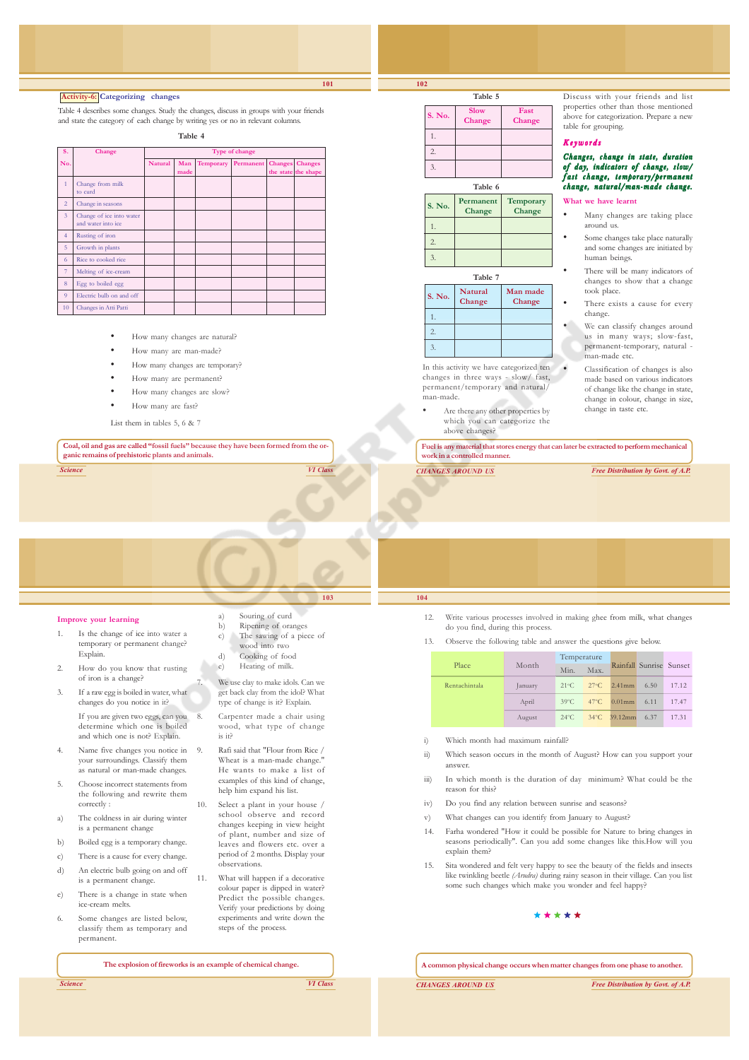## Activity-6: Categorizing changes

Table 4 describes some changes. Study the changes, discuss in groups with your friends and state the category of each change by writing yes or no in relevant columns.

**Table 4**

| S. No. | Change | Type of change | | | | | |
|---|---|---|---|---|---|---|---|
| | | Natural | Man made | Temporary | Permanent | Changes the state | Changes the shape |
| 1 | Change from milk to curd | | | | | | |
| 2 | Change in seasons | | | | | | |
| 3 | Change of ice into water and water into ice | | | | | | |
| 4 | Rusting of iron | | | | | | |
| 5 | Growth in plants | | | | | | |
| 6 | Rice to cooked rice | | | | | | |
| 7 | Melting of ice-cream | | | | | | |
| 8 | Egg to boiled egg | | | | | | |
| 9 | Electric bulb on and off | | | | | | |
| 10 | Changes in Atti Patti | | | | | | |

- How many changes are natural?
- How many are man-made?
- How many changes are temporary?
- How many are permanent?
- How many changes are slow?
- How many are fast?

List them in tables 5, 6 & 7

Coal, oil and gas are called "fossil fuels" because they have been formed from the organic remains of prehistoric plants and animals.

**Table 5**

| S. No. | Slow Change | Fast Change |
|---|---|---|
| 1. | | |
| 2. | | |
| 3. | | |

**Table 6**

| S. No. | Permanent Change | Temporary Change |
|---|---|---|
| 1. | | |
| 2. | | |
| 3. | | |

**Table 7**

| S. No. | Natural Change | Man made Change |
|---|---|---|
| 1. | | |
| 2. | | |
| 3. | | |

In this activity we have categorized ten changes in three ways - slow/ fast, permanent/temporary and natural/ man-made.

- Are there any other properties by which you can categorize the above changes?

Discuss with your friends and list properties other than those mentioned above for categorization. Prepare a new table for grouping.

### Keywords

***Changes, change in state, duration of day, indicators of change, slow/ fast change, temporary/permanent change, natural/man-made change.***

### What we have learnt

- Many changes are taking place around us.
- Some changes take place naturally and some changes are initiated by human beings.
- There will be many indicators of changes to show that a change took place.
- There exists a cause for every change.
- We can classify changes around us in many ways; slow-fast, permanent-temporary, natural - man-made etc.
- Classification of changes is also made based on various indicators of change like the change in state, change in colour, change in size, change in taste etc.

Fuel is any material that stores energy that can later be extracted to perform mechanical work in a controlled manner.

### Improve your learning

1. Is the change of ice into water a temporary or permanent change? Explain.
2. How do you know that rusting of iron is a change?
3. If a raw egg is boiled in water, what changes do you notice in it?

   If you are given two eggs, can you determine which one is boiled and which one is not? Explain.
4. Name five changes you notice in your surroundings. Classify them as natural or man-made changes.
5. Choose incorrect statements from the following and rewrite them correctly :
   a) The coldness in air during winter is a permanent change
   b) Boiled egg is a temporary change.
   c) There is a cause for every change.
   d) An electric bulb going on and off is a permanent change.
   e) There is a change in state when ice-cream melts.
6. Some changes are listed below, classify them as temporary and permanent.
   a) Souring of curd
   b) Ripening of oranges
   c) The sawing of a piece of wood into two
   d) Cooking of food
   e) Heating of milk.
7. We use clay to make idols. Can we get back clay from the idol? What type of change is it? Explain.
8. Carpenter made a chair using wood, what type of change is it?
9. Rafi said that "Flour from Rice / Wheat is a man-made change." He wants to make a list of examples of this kind of change, help him expand his list.
10. Select a plant in your house / school observe and record changes keeping in view height of plant, number and size of leaves and flowers etc. over a period of 2 months. Display your observations.
11. What will happen if a decorative colour paper is dipped in water? Predict the possible changes. Verify your predictions by doing experiments and write down the steps of the process.

The explosion of fireworks is an example of chemical change.

12. Write various processes involved in making ghee from milk, what changes do you find, during this process.
13. Observe the following table and answer the questions give below.

| Place | Month | Temperature | | Rainfall | Sunrise | Sunset |
|---|---|---|---|---|---|---|
| | | Min. | Max. | | | |
| Rentachintala | January | 21°C | 27°C | 2.41mm | 6.50 | 17.12 |
| | April | 39°C | 47°C | 0.01mm | 6.11 | 17.47 |
| | August | 24°C | 34°C | 39.12mm | 6.37 | 17.31 |

i) Which month had maximum rainfall?

ii) Which season occurs in the month of August? How can you support your answer.

iii) In which month is the duration of day minimum? What could be the reason for this?

iv) Do you find any relation between sunrise and seasons?

v) What changes can you identify from January to August?

14. Farha wondered "How it could be possible for Nature to bring changes in seasons periodically". Can you add some changes like this.How will you explain them?
15. Sita wondered and felt very happy to see the beauty of the fields and insects like twinkling beetle *(Arudra)* during rainy season in their village. Can you list some such changes which make you wonder and feel happy?

★ ★ ★ ★ ★

A common physical change occurs when matter changes from one phase to another.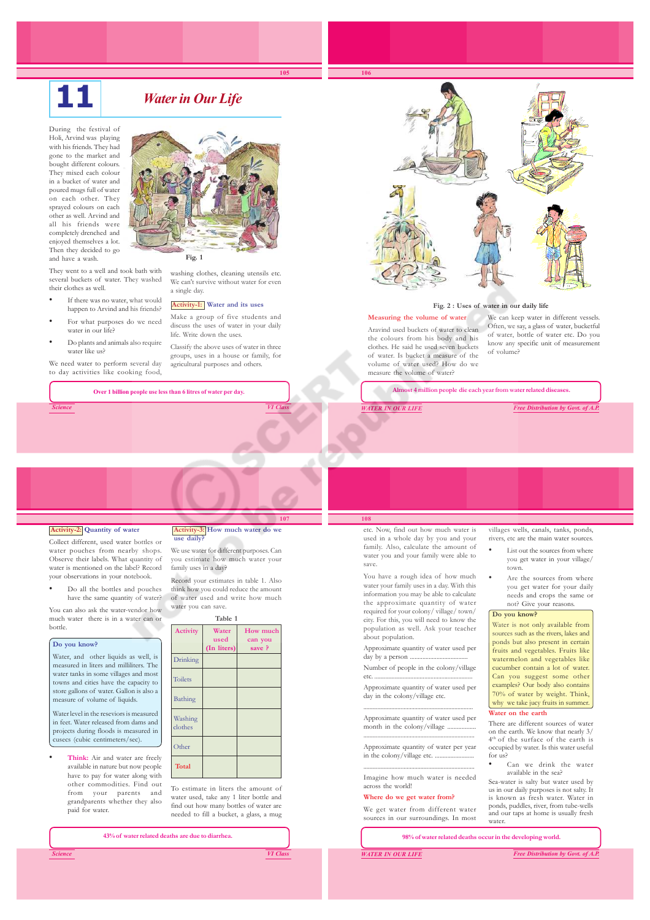# 11 Water in Our Life

During the festival of Holi, Arvind was playing with his friends. They had gone to the market and bought different colours. They mixed each colour in a bucket of water and poured mugs full of water on each other. They sprayed colours on each other as well. Arvind and all his friends were completely drenched and enjoyed themselves a lot. Then they decided to go and have a wash.

Fig. 1

They went to a well and took bath with several buckets of water. They washed their clothes as well.

- If there was no water, what would happen to Arvind and his friends?
- For what purposes do we need water in our life?
- Do plants and animals also require water like us?

We need water to perform several day to day activities like cooking food, washing clothes, cleaning utensils etc. We can't survive without water for even a single day.

**Activity-1: Water and its uses**

Make a group of five students and discuss the uses of water in your daily life. Write down the uses.

Classify the above uses of water in three groups, uses in a house or family, for agricultural purposes and others.

Over 1 billion people use less than 6 litres of water per day.

Fig. 2 : Uses of water in our daily life

## Measuring the volume of water

Aravind used buckets of water to clean the colours from his body and his clothes. He said he used seven buckets of water. Is bucket a measure of the volume of water used? How do we measure the volume of water?

We can keep water in different vessels. Often, we say, a glass of water, bucketful of water, bottle of water etc. Do you know any specific unit of measurement of volume?

Almost 4 million people die each year from water related diseases.

**Activity-2: Quantity of water**

Collect different, used water bottles or water pouches from nearby shops. Observe their labels. What quantity of water is mentioned on the label? Record your observations in your notebook.

- Do all the bottles and pouches have the same quantity of water?

You can also ask the water-vendor how much water there is in a water can or bottle.

**Do you know?**

Water, and other liquids as well, is measured in liters and millilitres. The water tanks in some villages and most towns and cities have the capacity to store gallons of water. Gallon is also a measure of volume of liquids.

Water level in the reseviors is measured in feet. Water released from dams and projects during floods is measured in cusecs (cubic centimeters/sec).

- **Think:** Air and water are freely available in nature but now people have to pay for water along with other commodities. Find out from your parents and grandparents whether they also paid for water.

**Activity-3: How much water do we use daily?**

We use water for different purposes. Can you estimate how much water your family uses in a day?

Record your estimates in table 1. Also think how you could reduce the amount of water used and write how much water you can save.

Table 1

| Activity | Water used (In liters) | How much can you save ? |
|---|---|---|
| Drinking | | |
| Toilets | | |
| Bathing | | |
| Washing clothes | | |
| Other | | |
| Total | | |

To estimate in liters the amount of water used, take any 1 liter bottle and find out how many bottles of water are needed to fill a bucket, a glass, a mug etc. Now, find out how much water is used in a whole day by you and your family. Also, calculate the amount of water you and your family were able to save.

You have a rough idea of how much water your family uses in a day. With this information you may be able to calculate the approximate quantity of water required for your colony/ village/ town/ city. For this, you will need to know the population as well. Ask your teacher about population.

Approximate quantity of water used per day by a person ....................................

Number of people in the colony/village etc. ..............................................................

Approximate quantity of water used per day in the colony/village etc.

..............................................................................

Approximate quantity of water used per month in the colony/village ..................

..............................................................................

Approximate quantity of water per year in the colony/village etc. ........................

..............................................................................

Imagine how much water is needed across the world!

43% of water related deaths are due to diarrhea.

## Where do we get water from?

We get water from different water sources in our surroundings. In most villages wells, canals, tanks, ponds, rivers, etc are the main water sources.

- List out the sources from where you get water in your village/ town.
- Are the sources from where you get water for your daily needs and crops the same or not? Give your reasons.

**Do you know?**

Water is not only available from sources such as the rivers, lakes and ponds but also present in certain fruits and vegetables. Fruits like watermelon and vegetables like cucumber contain a lot of water. Can you suggest some other examples? Our body also contains 70% of water by weight. Think, why we take juicy fruits in summer.

## Water on the earth

There are different sources of water on the earth. We know that nearly 3/4th of the surface of the earth is occupied by water. Is this water useful for us?

- Can we drink the water available in the sea?

Sea-water is salty but water used by us in our daily purposes is not salty. It is known as fresh water. Water in ponds, puddles, river, from tube-wells and our taps at home is usually fresh water.

98% of water related deaths occur in the developing world.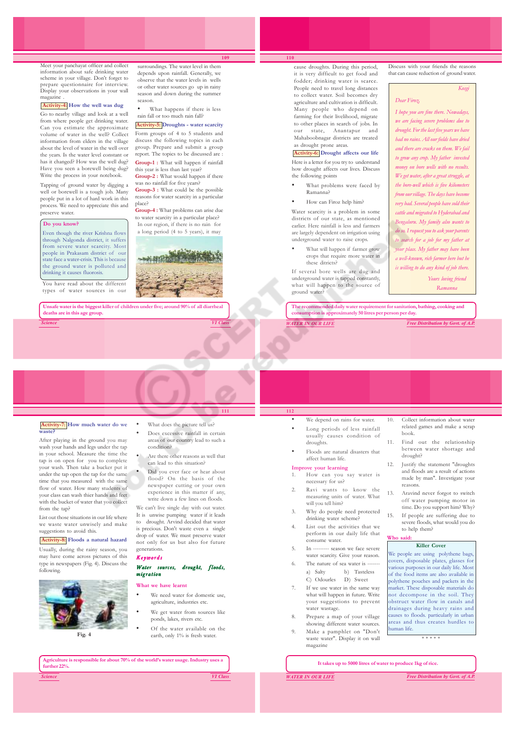Meet your panchayat officer and collect information about safe drinking water scheme in your village. Don't forget to prepare questionnaire for interview. Display your observations in your wall magazine .

**Activity-4: How the well was dug**

Go to nearby village and look at a well from where people get drinking water. Can you estimate the approximate volume of water in the well? Collect information from elders in the village about the level of water in the well over the years. Is the water level constant or has it changed? How was the well dug? Have you seen a borewell being dug? Write the process in your notebook.

Tapping of ground water by digging a well or borewell is a tough job. Many people put in a lot of hard work in this process. We need to appreciate this and preserve water.

> **Do you know?**
>
> Even though the river Krishna flows through Nalgonda district, it suffers from severe water scarcity. Most people in Prakasam district of our state face a water-crisis. This is because the ground water is polluted and drinking it causes fluorosis.

You have read about the different types of water sources in our surroundings. The water level in them depends upon rainfall. Generally, we observe that the water levels in wells or other water sources go up in rainy season and down during the summer season.

- What happens if there is less rain fall or too much rain fall?

**Activity-5: Droughts - water scarcity**

Form groups of 4 to 5 students and discuss the following topics in each group. Prepare and submit a group report. The topics to be discussed are :

**Group-1 :** What will happen if rainfall this year is less than last year?

**Group-2 :** What would happen if there was no rainfall for five years?

**Group-3 :** What could be the possible reasons for water scarcity in a particular place?

**Group-4 :** What problems can arise due to water scarcity in a particular place?

In our region, if there is no rain for a long period (4 to 5 years), it may cause droughts. During this period, it is very difficult to get food and fodder; drinking water is scarce. People need to travel long distances to collect water. Soil becomes dry agriculture and cultivation is difficult. Many people who depend on farming for their livelihood, migrate to other places in search of jobs. In our state, Anantapur and Mahaboobnagar districts are treated as drought prone areas.

**Activity-6: Drought affects our life**

Here is a letter for you try to understand how drought affects our lives. Discuss the following points

- What problems were faced by Ramanna?
- How can Firoz help him?

Water scarcity is a problem in some districts of our state, as mentioned earlier. Here rainfall is less and farmers are largely dependent on irrigation using underground water to raise crops.

- What will happen if farmer grow crops that require more water in these dictricts?

If several bore wells are dug and underground water is tapped constantly, what will happen to the source of ground water?

Discuss with your friends the reasons that can cause reduction of ground water.

> *Kosgi*
>
> *Dear Firoz,*
>
> *I hope you are fine there. Nowadays, we are facing severe problems due to drought. For the last five years we have had no rains. All our fields have dried and there are cracks on them. We fail to grow any crop. My father invested money on bore wells with no results. We get water, after a great struggle, at the bore-well which is five kilometers from our village. The days have become very bad. Several people have sold their cattle and migrated to Hyderabad and Bengaluru. My family also wants to do so. I request you to ask your parents to search for a job for my father at your place. My father may have been a well-known, rich farmer here but he is willing to do any kind of job there.*
>
> *Yours loving friend*
>
> *Ramanna*

Unsafe water is the biggest killer of children under five; around 90% of all diarrheal deaths are in this age group.

The recommended daily water requirement for sanitation, bathing, cooking and consumption is approximately 50 litres per person per day.

**Activity-7: How much water do we waste?**

After playing in the ground you may wash your hands and legs under the tap in your school. Measure the time that tap is on open for you to complete your wash. Then take a bucket put it under the tap open the tap for the same time that you measured with the same flow of water. How many students of your class can wash thier hands and feet with the bucket of water that you collect from the tap?

List out those situations in our life where we waste water unwisely and make suggestions to avoid this.

**Activity-8: Floods a natural hazard**

Usually, during the rainy season, you may have come across pictures of this type in newspapers (Fig. 4). Discuss the following.

Fig. 4

- What does the picture tell us?
- Does excessive rainfall in certain areas of our country lead to such a condition?
- Are there other reasons as well that can lead to this situation?
- Did you ever face or hear about flood? On the basis of the newspaper cutting or your own experience in this matter if any, write down a few lines on floods.

We can't live single day with out water. It is unwise pumping water if it leads to drought. Arvind decided that water is precious. Don't waste even a single drop of water. We must preserve water not only for us but also for future generations.

### Keywords

*Water sources, drought, floods, migration*

### What we have learnt

- We need water for domestic use, agriculture, industries etc.
- We get water from sources like ponds, lakes, rivers etc.
- Of the water available on the earth, only 1% is fresh water.
- We depend on rains for water.
- Long periods of less rainfall usually causes condition of droughts.
- Floods are natural disasters that affect human life.

### Improve your learning

1. How can you say water is necessary for us?
2. Ravi wants to know the measuring units of water. What will you tell him?
3. Why do people need protected drinking water scheme?
4. List out the activities that we perform in our daily life that consume water.
5. In --------- season we face severe water scarcity. Give your reason.
6. The nature of sea water is -------
   a) Salty b) Tasteless
   C) Odourles D) Sweet
7. If we use water in the same way what will happen in future. Write your suggestions to prevent water wastage.
8. Prepare a map of your village showing different water sources.
9. Make a pamphlet on "Don't waste water". Display it on wall magazine
10. Collect information about water related games and make a scrap book.
11. Find out the relationship between water shortage and drought?
12. Justify the statement "droughts and floods are a result of actions made by man". Investigate your reasons.
13. Aravind never forgot to switch off water pumping motor in time. Do you support him? Why?
15. If people are suffering due to severe floods, what would you do to help them?

### Who said:

> **Killer Cover**
>
> We people are using polythene bags, covers, disposable plates, glasses for various purposes in our daily life. Most of the food items are also available in polythene pouches and packets in the market. These disposable materials do not decompose in the soil. They obstruct water flow in canals and drainages during heavy rains and causes to floods. particularly in urban areas and thus creates hurdles to human life.

\* \* \* \* \*

Agriculture is responsible for about 70% of the world's water usage. Industry uses a further 22%.

It takes up to 5000 litres of water to produce 1kg of rice.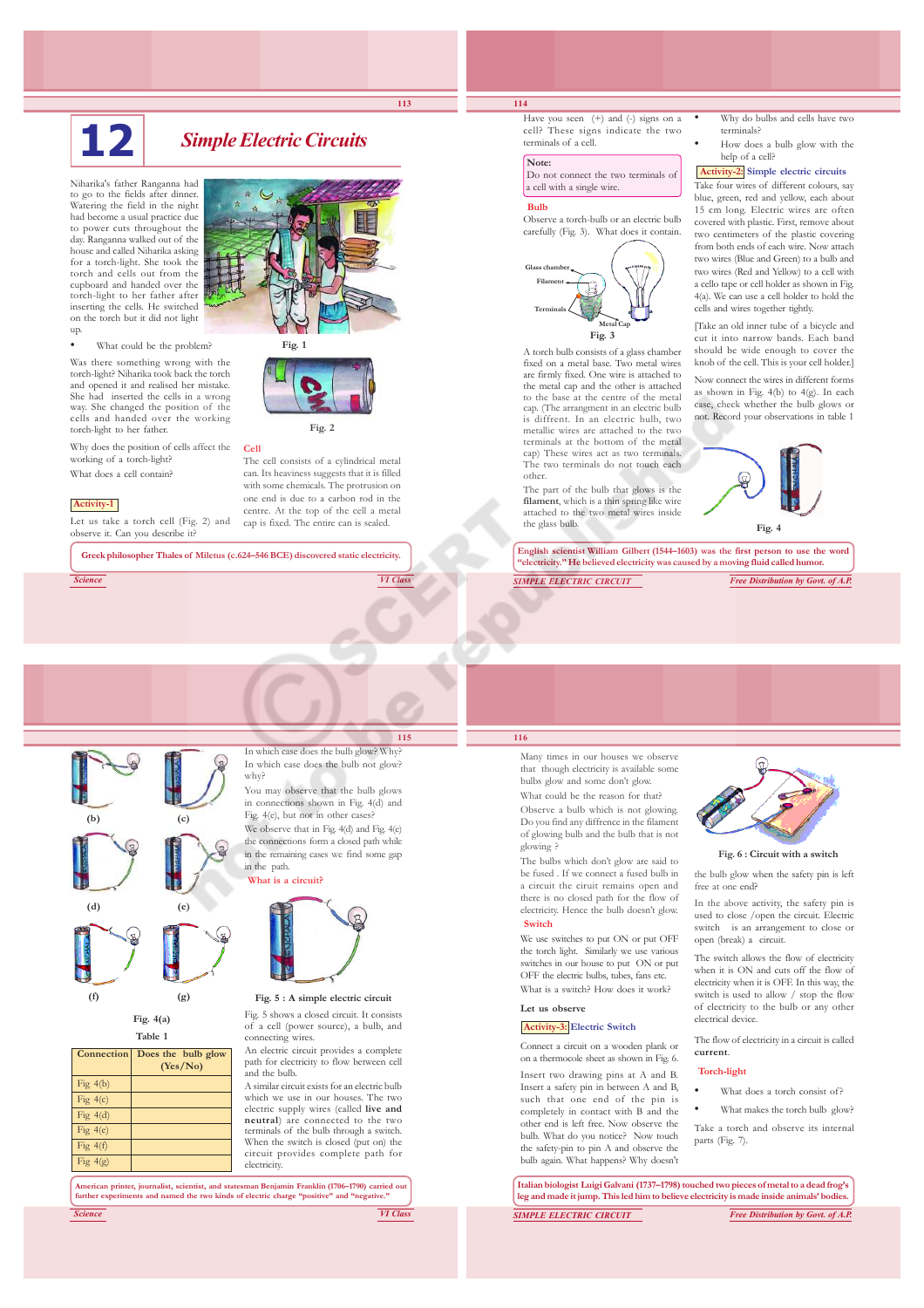# 12 Simple Electric Circuits

Niharika's father Ranganna had to go to the fields after dinner. Watering the field in the night had become a usual practice due to power cuts throughout the day. Ranganna walked out of the house and called Niharika asking for a torch-light. She took the torch and cells out from the cupboard and handed over the torch-light to her father after inserting the cells. He switched on the torch but it did not light up.

Fig. 1

- What could be the problem?

Was there something wrong with the torch-light? Niharika took back the torch and opened it and realised her mistake. She had inserted the cells in a wrong way. She changed the position of the cells and handed over the working torch-light to her father.

Why does the position of cells affect the working of a torch-light?

What does a cell contain?

**Activity-1**

Let us take a torch cell (Fig. 2) and observe it. Can you describe it?

Fig. 2

### Cell

The cell consists of a cylindrical metal can. Its heaviness suggests that it is filled with some chemicals. The protrusion on one end is due to a carbon rod in the centre. At the top of the cell a metal cap is fixed. The entire can is sealed.

**Greek philosopher Thales of Miletus (c.624–546 BCE) discovered static electricity.**

Have you seen (+) and (-) signs on a cell? These signs indicate the two terminals of a cell.

**Note:**
Do not connect the two terminals of a cell with a single wire.

### Bulb

Observe a torch-bulb or an electric bulb carefully (Fig. 3). What does it contain.

Glass chamber, Filament, Terminals, Metal Cap

Fig. 3

A torch bulb consists of a glass chamber fixed on a metal base. Two metal wires are firmly fixed. One wire is attached to the metal cap and the other is attached to the base at the centre of the metal cap. (The arrangement in an electric bulb is different. In an electric bulb, two metallic wires are attached to the two terminals at the bottom of the metal cap) These wires act as two terminals. The two terminals do not touch each other.

The part of the bulb that glows is the **filament**, which is a thin spring like wire attached to the two metal wires inside the glass bulb.

- Why do bulbs and cells have two terminals?
- How does a bulb glow with the help of a cell?

**Activity-2: Simple electric circuits**

Take four wires of different colours, say blue, green, red and yellow, each about 15 cm long. Electric wires are often covered with plastic. First, remove about two centimeters of the plastic covering from both ends of each wire. Now attach two wires (Blue and Green) to a bulb and two wires (Red and Yellow) to a cell with a cello tape or cell holder as shown in Fig. 4(a). We can use a cell holder to hold the cells and wires together tightly.

[Take an old inner tube of a bicycle and cut it into narrow bands. Each band should be wide enough to cover the knob of the cell. This is your cell holder.]

Now connect the wires in different forms as shown in Fig. 4(b) to 4(g). In each case, check whether the bulb glows or not. Record your observations in table 1

Fig. 4

**English scientist William Gilbert (1544–1603) was the first person to use the word "electricity." He believed electricity was caused by a moving fluid called humor.**

(b) (c) (d) (e) (f) (g)

Fig. 4(a)

Table 1

| Connection | Does the bulb glow (Yes/No) |
|---|---|
| Fig 4(b) | |
| Fig 4(c) | |
| Fig 4(d) | |
| Fig 4(e) | |
| Fig 4(f) | |
| Fig 4(g) | |

In which case does the bulb glow? Why? In which case does the bulb not glow? why?

You may observe that the bulb glows in connections shown in Fig. 4(d) and Fig. 4(e), but not in other cases?

We observe that in Fig. 4(d) and Fig. 4(e) the connections form a closed path while in the remaining cases we find some gap in the path.

### What is a circuit?

Fig. 5 : A simple electric circuit

Fig. 5 shows a closed circuit. It consists of a cell (power source), a bulb, and connecting wires.

An electric circuit provides a complete path for electricity to flow between cell and the bulb.

A similar circuit exists for an electric bulb which we use in our houses. The two electric supply wires (called **live and neutral**) are connected to the two terminals of the bulb through a switch. When the switch is closed (put on) the circuit provides complete path for electricity.

**American printer, journalist, scientist, and statesman Benjamin Franklin (1706–1790) carried out further experiments and named the two kinds of electric charge "positive" and "negative."**

Many times in our houses we observe that though electricity is available some bulbs glow and some don't glow.

What could be the reason for that?

Observe a bulb which is not glowing. Do you find any diffrence in the filament of glowing bulb and the bulb that is not glowing ?

The bulbs which don't glow are said to be fused . If we connect a fused bulb in a circuit the circuit remains open and there is no closed path for the flow of electricity. Hence the bulb doesn't glow.

### Switch

We use switches to put ON or put OFF the torch light. Similarly we use various switches in our house to put ON or put OFF the electric bulbs, tubes, fans etc.

What is a switch? How does it work?

**Let us observe**

**Activity-3: Electric Switch**

Connect a circuit on a wooden plank or on a thermocole sheet as shown in Fig. 6.

Insert two drawing pins at A and B. Insert a safety pin in between A and B, such that one end of the pin is completely in contact with B and the other end is left free. Now observe the bulb. What do you notice? Now touch the safety-pin to pin A and observe the bulb again. What happens? Why doesn't the bulb glow when the safety pin is left free at one end?

Fig. 6 : Circuit with a switch

In the above activity, the safety pin is used to close /open the circuit. Electric switch is an arrangement to close or open (break) a circuit.

The switch allows the flow of electricity when it is ON and cuts off the flow of electricity when it is OFF. In this way, the switch is used to allow / stop the flow of electricity to the bulb or any other electrical device.

The flow of electricity in a circuit is called **current**.

### Torch-light

- What does a torch consist of?
- What makes the torch bulb glow?

Take a torch and observe its internal parts (Fig. 7).

**Italian biologist Luigi Galvani (1737–1798) touched two pieces of metal to a dead frog's leg and made it jump. This led him to believe electricity was made inside animals' bodies.**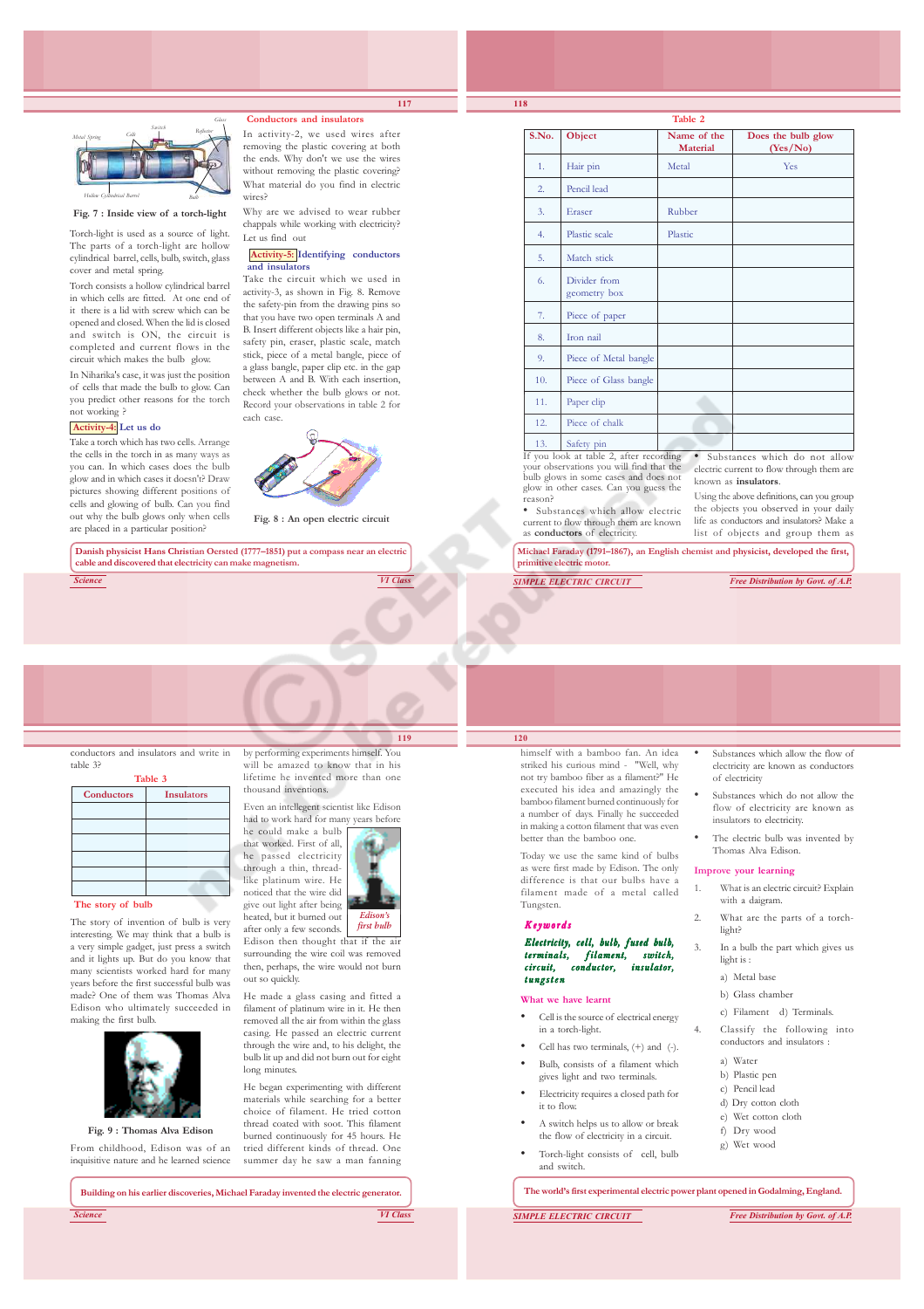Fig. 7 : Inside view of a torch-light

Torch-light is used as a source of light. The parts of a torch-light are hollow cylindrical barrel, cells, bulb, switch, glass cover and metal spring.

Torch consists a hollow cylindrical barrel in which cells are fitted. At one end of it there is a lid with screw which can be opened and closed. When the lid is closed and switch is ON, the circuit is completed and current flows in the circuit which makes the bulb glow.

In Niharika's case, it was just the position of cells that made the bulb to glow. Can you predict other reasons for the torch not working ?

**Activity-4: Let us do**

Take a torch which has two cells. Arrange the cells in the torch in as many ways as you can. In which cases does the bulb glow and in which cases it doesn't? Draw pictures showing different positions of cells and glowing of bulb. Can you find out why the bulb glows only when cells are placed in a particular position?

### Conductors and insulators

In activity-2, we used wires after removing the plastic covering at both the ends. Why don't we use the wires without removing the plastic covering? What material do you find in electric wires?

Why are we advised to wear rubber chappals while working with electricity? Let us find out

**Activity-5: Identifying conductors and insulators**

Take the circuit which we used in activity-3, as shown in Fig. 8. Remove the safety-pin from the drawing pins so that you have two open terminals A and B. Insert different objects like a hair pin, safety pin, eraser, plastic scale, match stick, piece of a metal bangle, piece of a glass bangle, paper clip etc. in the gap between A and B. With each insertion, check whether the bulb glows or not. Record your observations in table 2 for each case.

Fig. 8 : An open electric circuit

Danish physicist Hans Christian Oersted (1777–1851) put a compass near an electric cable and discovered that electricity can make magnetism.

Table 2

| S.No. | Object | Name of the Material | Does the bulb glow (Yes/No) |
|---|---|---|---|
| 1. | Hair pin | Metal | Yes |
| 2. | Pencil lead | | |
| 3. | Eraser | Rubber | |
| 4. | Plastic scale | Plastic | |
| 5. | Match stick | | |
| 6. | Divider from geometry box | | |
| 7. | Piece of paper | | |
| 8. | Iron nail | | |
| 9. | Piece of Metal bangle | | |
| 10. | Piece of Glass bangle | | |
| 11. | Paper clip | | |
| 12. | Piece of chalk | | |
| 13. | Safety pin | | |

If you look at table 2, after recording your observations you will find that the bulb glows in some cases and does not glow in other cases. Can you guess the reason?

- Substances which allow electric current to flow through them are known as **conductors** of electricity.
- Substances which do not allow electric current to flow through them are known as **insulators**.

Using the above definitions, can you group the objects you observed in your daily life as conductors and insulators? Make a list of objects and group them as conductors and insulators and write in table 3?

Michael Faraday (1791–1867), an English chemist and physicist, developed the first, primitive electric motor.

Table 3

| Conductors | Insulators |
|---|---|
| | |
| | |
| | |
| | |
| | |
| | |

### The story of bulb

The story of invention of bulb is very interesting. We may think that a bulb is a very simple gadget, just press a switch and it lights up. But do you know that many scientists worked hard for many years before the first successful bulb was made? One of them was Thomas Alva Edison who ultimately succeeded in making the first bulb.

Fig. 9 : Thomas Alva Edison

From childhood, Edison was of an inquisitive nature and he learned science by performing experiments himself. You will be amazed to know that in his lifetime he invented more than one thousand inventions.

Even an intellegent scientist like Edison had to work hard for many years before he could make a bulb that worked. First of all, he passed electricity through a thin, thread-like platinum wire. He noticed that the wire did give out light after being heated, but it burned out after only a few seconds. Edison then thought that if the air surrounding the wire coil was removed then, perhaps, the wire would not burn out so quickly.

Edison's first bulb

He made a glass casing and fitted a filament of platinum wire in it. He then removed all the air from within the glass casing. He passed an electric current through the wire and, to his delight, the bulb lit up and did not burn out for eight long minutes.

He began experimenting with different materials while searching for a better choice of filament. He tried cotton thread coated with soot. This filament burned continuously for 45 hours. He tried different kinds of wood. One summer day he saw a man fanning himself with a bamboo fan. An idea striked his curious mind - "Well, why not try bamboo fiber as a filament?" He executed his idea and amazingly the bamboo filament burned continuously for a number of days. Finally he succeeded in making a cotton filament that was even better than the bamboo one.

Today we use the same kind of bulbs as were first made by Edison. The only difference is that our bulbs have a filament made of a metal called Tungsten.

Building on his earlier discoveries, Michael Faraday invented the electric generator.

### Keywords

***Electricity, cell, bulb, fused bulb, terminals, filament, switch, circuit, conductor, insulator, tungsten***

### What we have learnt

- Cell is the source of electrical energy in a torch-light.
- Cell has two terminals, (+) and (-).
- Bulb, consists of a filament which gives light and two terminals.
- Electricity requires a closed path for it to flow.
- A switch helps us to allow or break the flow of electricity in a circuit.
- Torch-light consists of cell, bulb and switch.
- Substances which allow the flow of electricity are known as conductors of electricity
- Substances which do not allow the flow of electricity are known as insulators to electricity.
- The electric bulb was invented by Thomas Alva Edison.

### Improve your learning

1. What is an electric circuit? Explain with a daigram.
2. What are the parts of a torch-light?
3. In a bulb the part which gives us light is :
   a) Metal base
   b) Glass chamber
   c) Filament d) Terminals.
4. Classify the following into conductors and insulators :
   a) Water
   b) Plastic pen
   c) Pencil lead
   d) Dry cotton cloth
   e) Wet cotton cloth
   f) Dry wood
   g) Wet wood

The world's first experimental electric power plant opened in Godalming, England.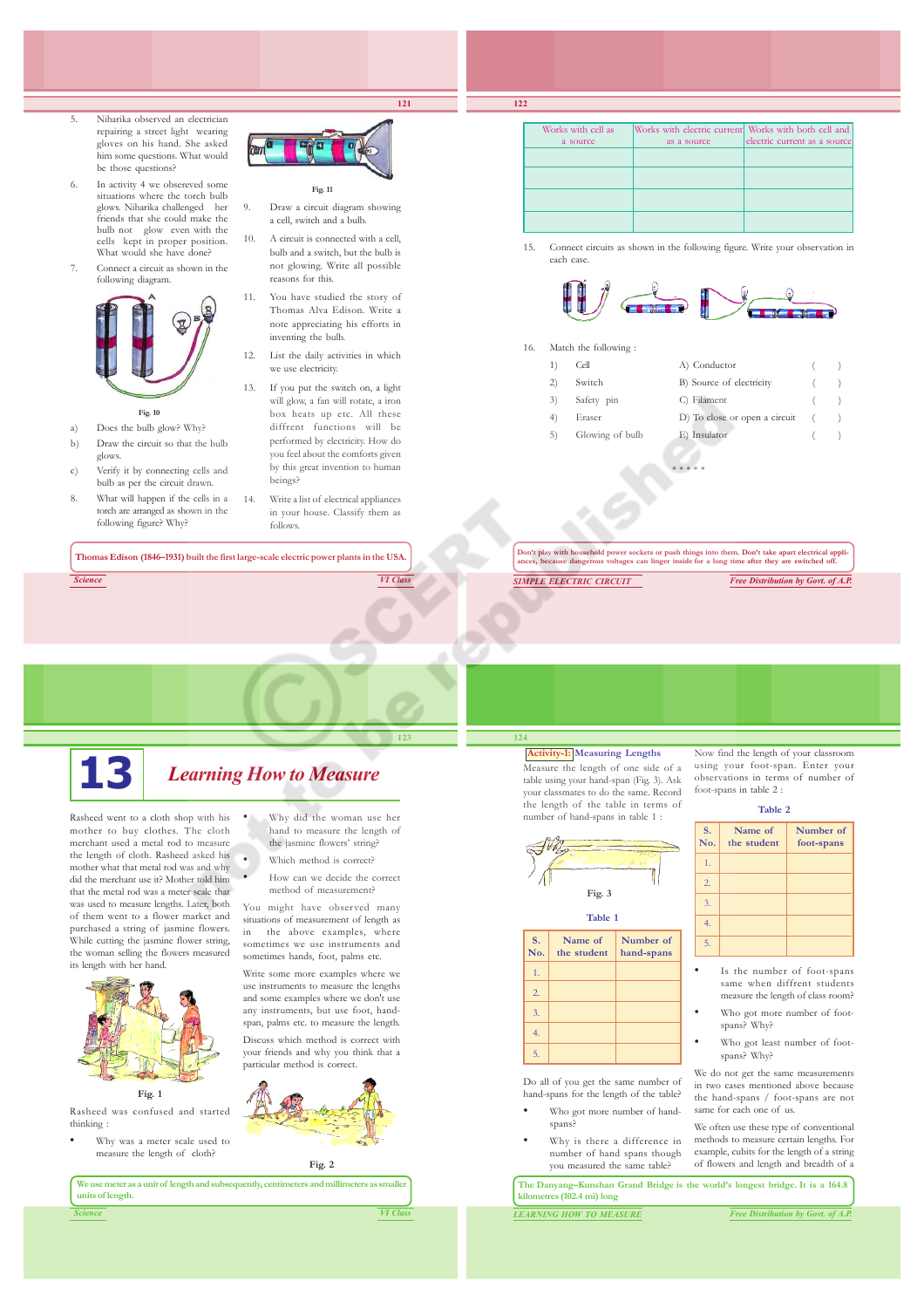5. Niharika observed an electrician repairing a street light wearing gloves on his hand. She asked him some questions. What would be those questions?

6. In activity 4 we obsereved some situations where the torch bulb glows. Niharika challenged her friends that she could make the bulb not glow even with the cells kept in proper position. What would she have done?

7. Connect a circuit as shown in the following diagram.

Fig. 10

a) Does the bulb glow? Why?

b) Draw the circuit so that the bulb glows.

c) Verify it by connecting cells and bulb as per the circuit drawn.

8. What will happen if the cells in a torch are arranged as shown in the following figure? Why?

Fig. 11

9. Draw a circuit diagram showing a cell, switch and a bulb.

10. A circuit is connected with a cell, bulb and a switch, but the bulb is not glowing. Write all possible reasons for this.

11. You have studied the story of Thomas Alva Edison. Write a note appreciating his efforts in inventing the bulb.

12. List the daily activities in which we use electricity.

13. If you put the switch on, a light will glow, a fan will rotate, a iron box heats up etc. All these different functions will be performed by electricity. How do you feel about the comforts given by this great invention to human beings?

14. Write a list of electrical appliances in your house. Classify them as follows.

Thomas Edison (1846–1931) built the first large-scale electric power plants in the USA.

| Works with cell as a source | Works with electric current as a source | Works with both cell and electric current as a source |
|---|---|---|
| | | |
| | | |
| | | |
| | | |

15. Connect circuits as shown in the following figure. Write your observation in each case.

16. Match the following :

| | | | |
|---|---|---|---|
| 1) | Cell | A) Conductor | ( ) |
| 2) | Switch | B) Source of electricity | ( ) |
| 3) | Safety pin | C) Filament | ( ) |
| 4) | Eraser | D) To close or open a circuit | ( ) |
| 5) | Glowing of bulb | E) Insulator | ( ) |

\* \* \* \* \*

Don't play with household power sockets or push things into them. Don't take apart electrical appliances, because dangerous voltages can linger inside for a long time after they are switched off.

# 13 Learning How to Measure

Rasheed went to a cloth shop with his mother to buy clothes. The cloth merchant used a metal rod to measure the length of cloth. Rasheed asked his mother what that metal rod was and why did the merchant use it? Mother told him that the metal rod was a meter scale that was used to measure lengths. Later, both of them went to a flower market and purchased a string of jasmine flowers. While cutting the jasmine flower string, the woman selling the flowers measured its length with her hand.

Fig. 1

Rasheed was confused and started thinking :

- Why was a meter scale used to measure the length of cloth?
- Why did the woman use her hand to measure the length of the jasmine flowers' string?
- Which method is correct?
- How can we decide the correct method of measurement?

You might have observed many situations of measurement of length as in the above examples, where sometimes we use instruments and sometimes hands, foot, palms etc.

Write some more examples where we use instruments to measure the lengths and some examples where we don't use any instruments, but use foot, hand-span, palms etc. to measure the length.

Discuss which method is correct with your friends and why you think that a particular method is correct.

Fig. 2

We use meter as a unit of length and subsequently, centimeters and millimeters as smaller units of length.

**Activity-1: Measuring Lengths**

Measure the length of one side of a table using your hand-span (Fig. 3). Ask your classmates to do the same. Record the length of the table in terms of number of hand-spans in table 1 :

Fig. 3

Table 1

| S. No. | Name of the student | Number of hand-spans |
|---|---|---|
| 1. | | |
| 2. | | |
| 3. | | |
| 4. | | |
| 5. | | |

Do all of you get the same number of hand-spans for the length of the table?

- Who got more number of hand-spans?
- Why is there a difference in number of hand spans though you measured the same table?

Now find the length of your classroom using your foot-span. Enter your observations in terms of number of foot-spans in table 2 :

Table 2

| S. No. | Name of the student | Number of foot-spans |
|---|---|---|
| 1. | | |
| 2. | | |
| 3. | | |
| 4. | | |
| 5. | | |

- Is the number of foot-spans same when diffrent students measure the length of class room?
- Who got more number of foot-spans? Why?
- Who got least number of foot-spans? Why?

We do not get the same measurements in two cases mentioned above because the hand-spans / foot-spans are not same for each one of us.

We often use these type of conventional methods to measure certain lengths. For example, cubits for the length of a string of flowers and length and breadth of a

The Danyang–Kunshan Grand Bridge is the world's longest bridge. It is a 164.8 kilometres (102.4 mi) long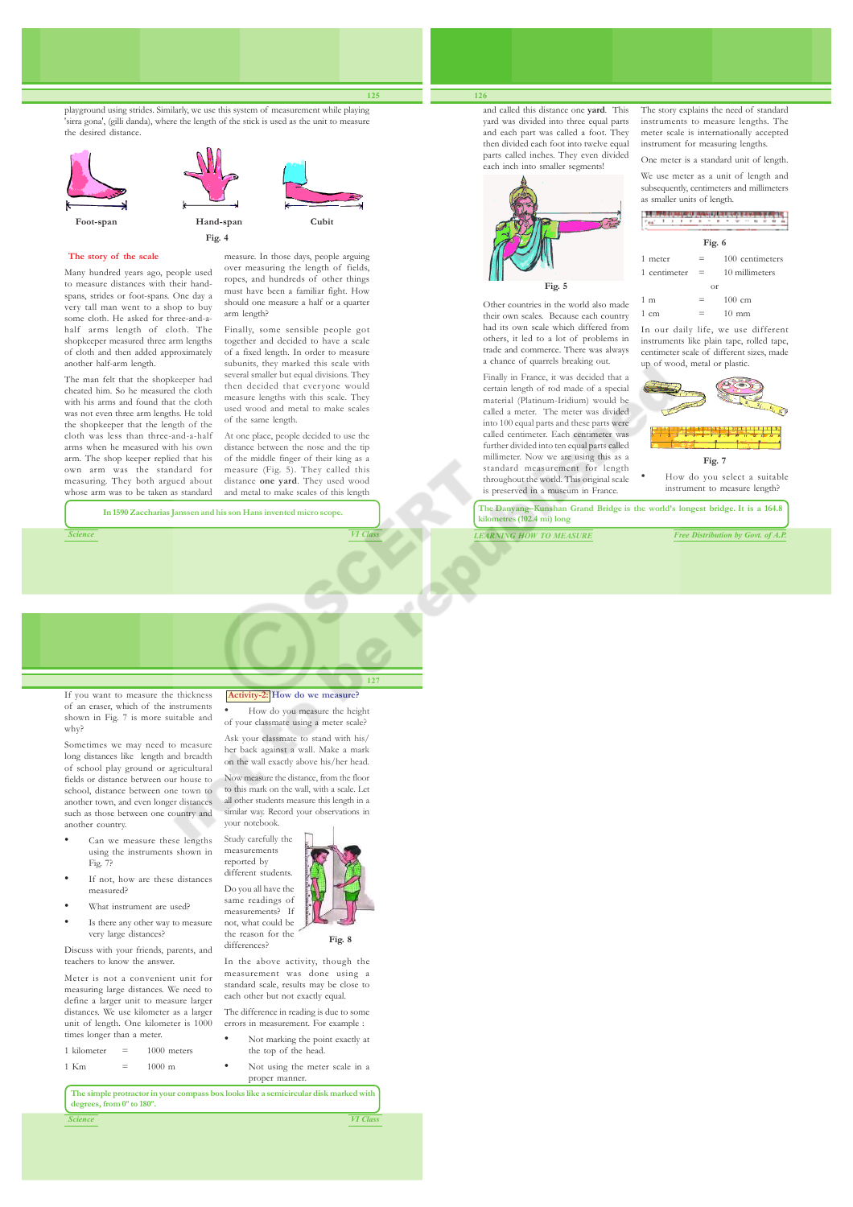playground using strides. Similarly, we use this system of measurement while playing 'sirra gona', (gilli danda), where the length of the stick is used as the unit to measure the desired distance.

Foot-span　　Hand-span　　Cubit

Fig. 4

### The story of the scale

Many hundred years ago, people used to measure distances with their hand-spans, strides or foot-spans. One day a very tall man went to a shop to buy some cloth. He asked for three-and-a-half arms length of cloth. The shopkeeper measured three arm lengths of cloth and then added approximately another half-arm length.

The man felt that the shopkeeper had cheated him. So he measured the cloth with his arms and found that the cloth was not even three arm lengths. He told the shopkeeper that the length of the cloth was less than three-and-a-half arms when he measured with his own arm. The shop keeper replied that his own arm was the standard for measuring. They both argued about whose arm was to be taken as standard measure. In those days, people arguing over measuring the length of fields, ropes, and hundreds of other things must have been a familiar fight. How should one measure a half or a quarter arm length?

Finally, some sensible people got together and decided to have a scale of a fixed length. In order to measure subunits, they marked this scale with several smaller but equal divisions. They then decided that everyone would measure lengths with this scale. They used wood and metal to make scales of the same length.

At one place, people decided to use the distance between the nose and the tip of the middle finger of their king as a measure (Fig. 5). They called this distance **one yard**. They used wood and metal to make scales of this length

In 1590 Zaccharias Janssen and his son Hans invented micro scope.

and called this distance one **yard**. This yard was divided into three equal parts and each part was called a foot. They then divided each foot into twelve equal parts called inches. They even divided each inch into smaller segments!

Fig. 5

Other countries in the world also made their own scales. Because each country had its own scale which differed from others, it led to a lot of problems in trade and commerce. There was always a chance of quarrels breaking out.

Finally in France, it was decided that a certain length of rod made of a special material (Platinum-Iridium) would be called a meter. The meter was divided into 100 equal parts and these parts were called centimeter. Each centimeter was further divided into ten equal parts called millimeter. Now we are using this as a standard measurement for length throughout the world. This original scale is preserved in a museum in France.

The story explains the need of standard instruments to measure lengths. The meter scale is internationally accepted instrument for measuring lengths.

One meter is a standard unit of length.

We use meter as a unit of length and subsequently, centimeters and millimeters as smaller units of length.

Fig. 6

1 meter = 100 centimeters
1 centimeter = 10 millimeters

or

1 m = 100 cm
1 cm = 10 mm

In our daily life, we use different instruments like plain tape, rolled tape, centimeter scale of different sizes, made up of wood, metal or plastic.

Fig. 7

- How do you select a suitable instrument to measure length?

The Danyang–Kunshan Grand Bridge is the world's longest bridge. It is a 164.8 kilometres (102.4 mi) long

If you want to measure the thickness of an eraser, which of the instruments shown in Fig. 7 is more suitable and why?

Sometimes we may need to measure long distances like length and breadth of school play ground or agricultural fields or distance between our house to school, distance between one town to another town, and even longer distances such as those between one country and another country.

- Can we measure these lengths using the instruments shown in Fig. 7?
- If not, how are these distances measured?
- What instrument are used?
- Is there any other way to measure very large distances?

Discuss with your friends, parents, and teachers to know the answer.

Meter is not a convenient unit for measuring large distances. We need to define a larger unit to measure larger distances. We use kilometer as a larger unit of length. One kilometer is 1000 times longer than a meter.

1 kilometer = 1000 meters

1 Km = 1000 m

### Activity-2: How do we measure?

- How do you measure the height of your classmate using a meter scale?

Ask your classmate to stand with his/her back against a wall. Make a mark on the wall exactly above his/her head. Now measure the distance, from the floor to this mark on the wall, with a scale. Let all other students measure this length in a similar way. Record your observations in your notebook.

Study carefully the measurements reported by different students.

Do you all have the same readings of measurements? If not, what could be the reason for the differences?

Fig. 8

In the above activity, though the measurement was done using a standard scale, results may be close to each other but not exactly equal.

The difference in reading is due to some errors in measurement. For example :

- Not marking the point exactly at the top of the head.
- Not using the meter scale in a proper manner.

The simple protractor in your compass box looks like a semicircular disk marked with degrees, from 0° to 180°.